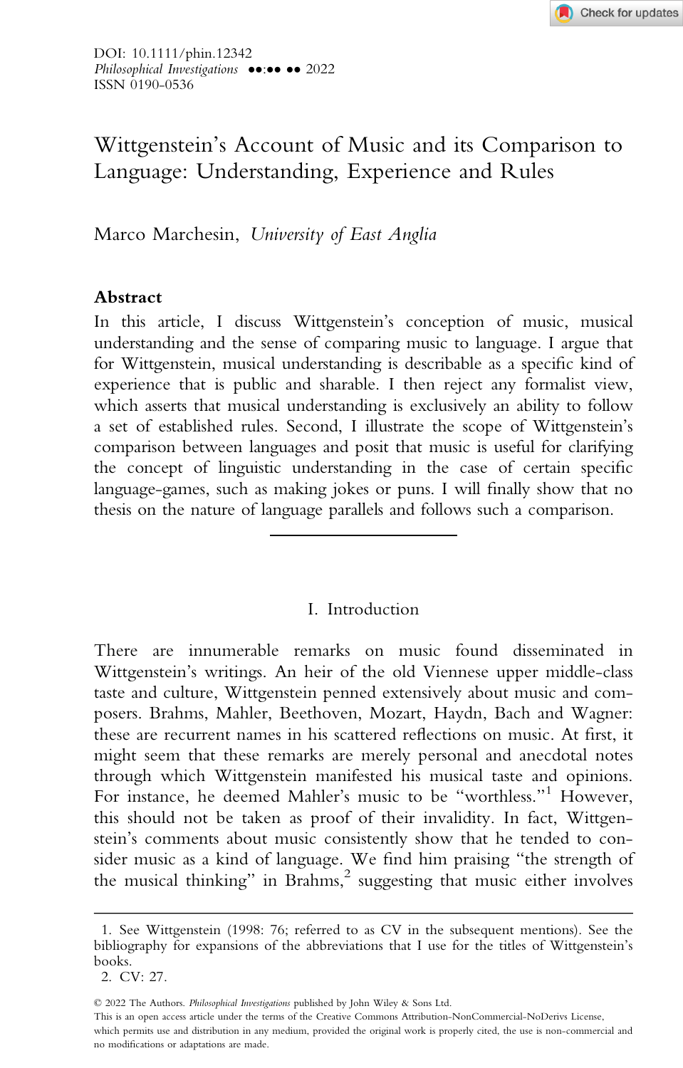DOI: 10.1111/phin.12342
*Philosophical Investigations* ••:•• •• 2022
ISSN 0190-0536

# Wittgenstein's Account of Music and its Comparison to Language: Understanding, Experience and Rules

Marco Marchesin, *University of East Anglia*

## Abstract

In this article, I discuss Wittgenstein's conception of music, musical understanding and the sense of comparing music to language. I argue that for Wittgenstein, musical understanding is describable as a specific kind of experience that is public and sharable. I then reject any formalist view, which asserts that musical understanding is exclusively an ability to follow a set of established rules. Second, I illustrate the scope of Wittgenstein's comparison between languages and posit that music is useful for clarifying the concept of linguistic understanding in the case of certain specific language-games, such as making jokes or puns. I will finally show that no thesis on the nature of language parallels and follows such a comparison.

## I. Introduction

There are innumerable remarks on music found disseminated in Wittgenstein's writings. An heir of the old Viennese upper middle-class taste and culture, Wittgenstein penned extensively about music and composers. Brahms, Mahler, Beethoven, Mozart, Haydn, Bach and Wagner: these are recurrent names in his scattered reflections on music. At first, it might seem that these remarks are merely personal and anecdotal notes through which Wittgenstein manifested his musical taste and opinions. For instance, he deemed Mahler's music to be "worthless."[1] However, this should not be taken as proof of their invalidity. In fact, Wittgenstein's comments about music consistently show that he tended to consider music as a kind of language. We find him praising "the strength of the musical thinking" in Brahms,[2] suggesting that music either involves

1. See Wittgenstein (1998: 76; referred to as CV in the subsequent mentions). See the bibliography for expansions of the abbreviations that I use for the titles of Wittgenstein's books.
2. CV: 27.

© 2022 The Authors. *Philosophical Investigations* published by John Wiley & Sons Ltd.
This is an open access article under the terms of the Creative Commons Attribution-NonCommercial-NoDerivs License, which permits use and distribution in any medium, provided the original work is properly cited, the use is non-commercial and no modifications or adaptations are made.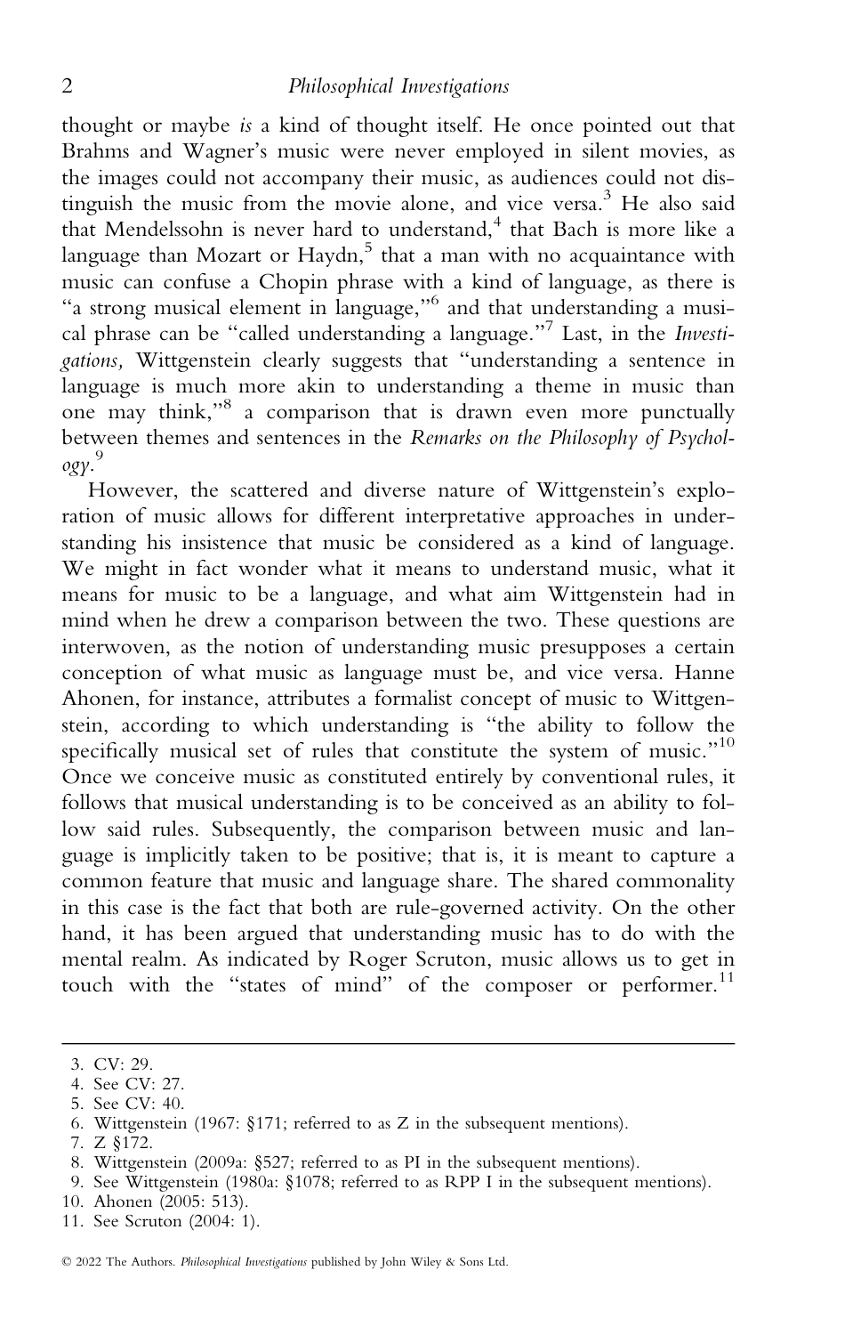thought or maybe *is* a kind of thought itself. He once pointed out that Brahms and Wagner's music were never employed in silent movies, as the images could not accompany their music, as audiences could not distinguish the music from the movie alone, and vice versa.[3] He also said that Mendelssohn is never hard to understand,[4] that Bach is more like a language than Mozart or Haydn,[5] that a man with no acquaintance with music can confuse a Chopin phrase with a kind of language, as there is "a strong musical element in language,"[6] and that understanding a musical phrase can be "called understanding a language."[7] Last, in the *Investigations,* Wittgenstein clearly suggests that "understanding a sentence in language is much more akin to understanding a theme in music than one may think,"[8] a comparison that is drawn even more punctually between themes and sentences in the *Remarks on the Philosophy of Psychology*.[9]

However, the scattered and diverse nature of Wittgenstein's exploration of music allows for different interpretative approaches in understanding his insistence that music be considered as a kind of language. We might in fact wonder what it means to understand music, what it means for music to be a language, and what aim Wittgenstein had in mind when he drew a comparison between the two. These questions are interwoven, as the notion of understanding music presupposes a certain conception of what music as language must be, and vice versa. Hanne Ahonen, for instance, attributes a formalist concept of music to Wittgenstein, according to which understanding is "the ability to follow the specifically musical set of rules that constitute the system of music."[10] Once we conceive music as constituted entirely by conventional rules, it follows that musical understanding is to be conceived as an ability to follow said rules. Subsequently, the comparison between music and language is implicitly taken to be positive; that is, it is meant to capture a common feature that music and language share. The shared commonality in this case is the fact that both are rule-governed activity. On the other hand, it has been argued that understanding music has to do with the mental realm. As indicated by Roger Scruton, music allows us to get in touch with the "states of mind" of the composer or performer.[11]

---

3. CV: 29.
4. See CV: 27.
5. See CV: 40.
6. Wittgenstein (1967: §171; referred to as Z in the subsequent mentions).
7. Z §172.
8. Wittgenstein (2009a: §527; referred to as PI in the subsequent mentions).
9. See Wittgenstein (1980a: §1078; referred to as RPP I in the subsequent mentions).
10. Ahonen (2005: 513).
11. See Scruton (2004: 1).

© 2022 The Authors. *Philosophical Investigations* published by John Wiley & Sons Ltd.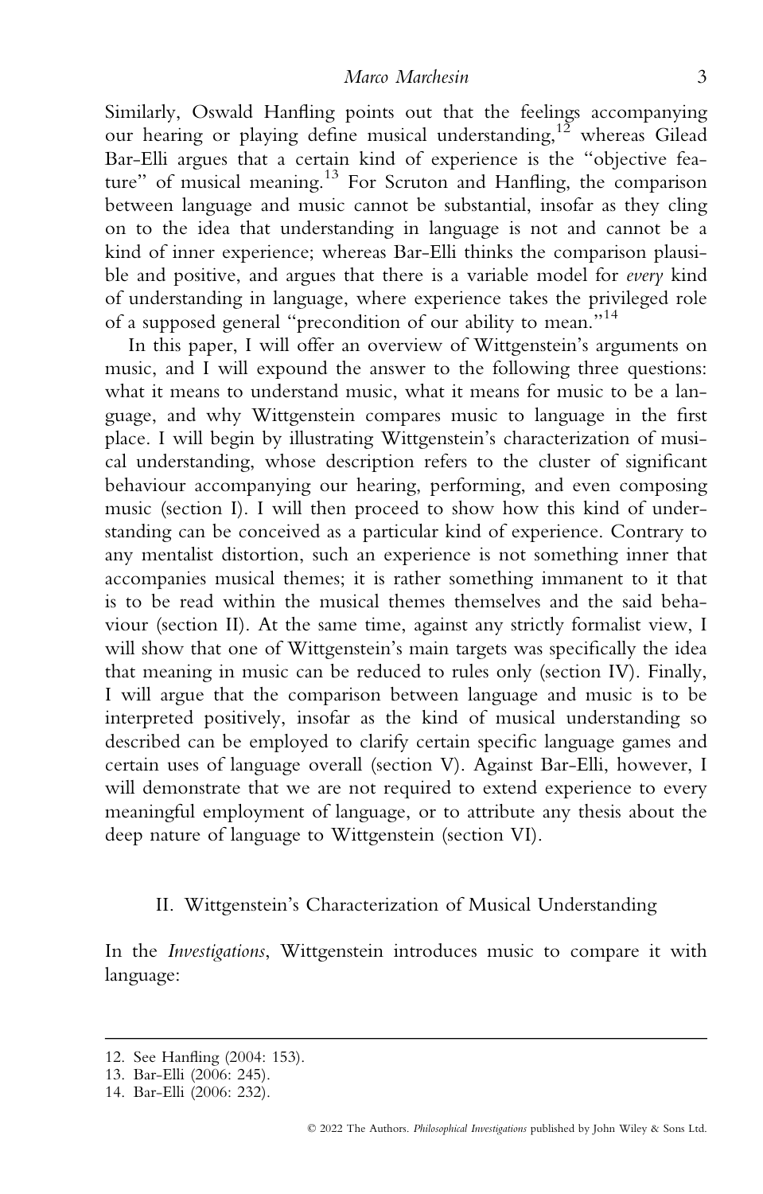Similarly, Oswald Hanfling points out that the feelings accompanying our hearing or playing define musical understanding,[12] whereas Gilead Bar-Elli argues that a certain kind of experience is the "objective feature" of musical meaning.[13] For Scruton and Hanfling, the comparison between language and music cannot be substantial, insofar as they cling on to the idea that understanding in language is not and cannot be a kind of inner experience; whereas Bar-Elli thinks the comparison plausible and positive, and argues that there is a variable model for *every* kind of understanding in language, where experience takes the privileged role of a supposed general "precondition of our ability to mean."[14]

In this paper, I will offer an overview of Wittgenstein's arguments on music, and I will expound the answer to the following three questions: what it means to understand music, what it means for music to be a language, and why Wittgenstein compares music to language in the first place. I will begin by illustrating Wittgenstein's characterization of musical understanding, whose description refers to the cluster of significant behaviour accompanying our hearing, performing, and even composing music (section I). I will then proceed to show how this kind of understanding can be conceived as a particular kind of experience. Contrary to any mentalist distortion, such an experience is not something inner that accompanies musical themes; it is rather something immanent to it that is to be read within the musical themes themselves and the said behaviour (section II). At the same time, against any strictly formalist view, I will show that one of Wittgenstein's main targets was specifically the idea that meaning in music can be reduced to rules only (section IV). Finally, I will argue that the comparison between language and music is to be interpreted positively, insofar as the kind of musical understanding so described can be employed to clarify certain specific language games and certain uses of language overall (section V). Against Bar-Elli, however, I will demonstrate that we are not required to extend experience to every meaningful employment of language, or to attribute any thesis about the deep nature of language to Wittgenstein (section VI).

## II. Wittgenstein's Characterization of Musical Understanding

In the *Investigations*, Wittgenstein introduces music to compare it with language:

12. See Hanfling (2004: 153).

13. Bar-Elli (2006: 245).

14. Bar-Elli (2006: 232).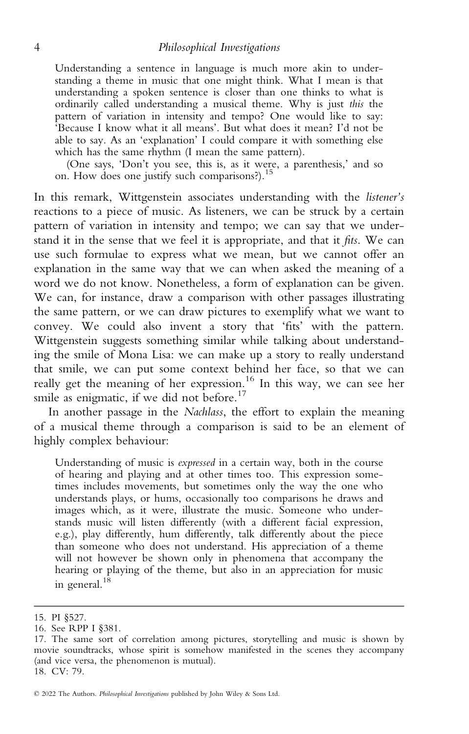> Understanding a sentence in language is much more akin to understanding a theme in music that one might think. What I mean is that understanding a spoken sentence is closer than one thinks to what is ordinarily called understanding a musical theme. Why is just *this* the pattern of variation in intensity and tempo? One would like to say: 'Because I know what it all means'. But what does it mean? I'd not be able to say. As an 'explanation' I could compare it with something else which has the same rhythm (I mean the same pattern).
>
> (One says, 'Don't you see, this is, as it were, a parenthesis,' and so on. How does one justify such comparisons?).[15]

In this remark, Wittgenstein associates understanding with the *listener's* reactions to a piece of music. As listeners, we can be struck by a certain pattern of variation in intensity and tempo; we can say that we understand it in the sense that we feel it is appropriate, and that it *fits*. We can use such formulae to express what we mean, but we cannot offer an explanation in the same way that we can when asked the meaning of a word we do not know. Nonetheless, a form of explanation can be given. We can, for instance, draw a comparison with other passages illustrating the same pattern, or we can draw pictures to exemplify what we want to convey. We could also invent a story that 'fits' with the pattern. Wittgenstein suggests something similar while talking about understanding the smile of Mona Lisa: we can make up a story to really understand that smile, we can put some context behind her face, so that we can really get the meaning of her expression.[16] In this way, we can see her smile as enigmatic, if we did not before.[17]

In another passage in the *Nachlass*, the effort to explain the meaning of a musical theme through a comparison is said to be an element of highly complex behaviour:

> Understanding of music is *expressed* in a certain way, both in the course of hearing and playing and at other times too. This expression sometimes includes movements, but sometimes only the way the one who understands plays, or hums, occasionally too comparisons he draws and images which, as it were, illustrate the music. Someone who understands music will listen differently (with a different facial expression, e.g.), play differently, hum differently, talk differently about the piece than someone who does not understand. His appreciation of a theme will not however be shown only in phenomena that accompany the hearing or playing of the theme, but also in an appreciation for music in general.[18]

---

15. PI §527.

16. See RPP I §381.

17. The same sort of correlation among pictures, storytelling and music is shown by movie soundtracks, whose spirit is somehow manifested in the scenes they accompany (and vice versa, the phenomenon is mutual).

18. CV: 79.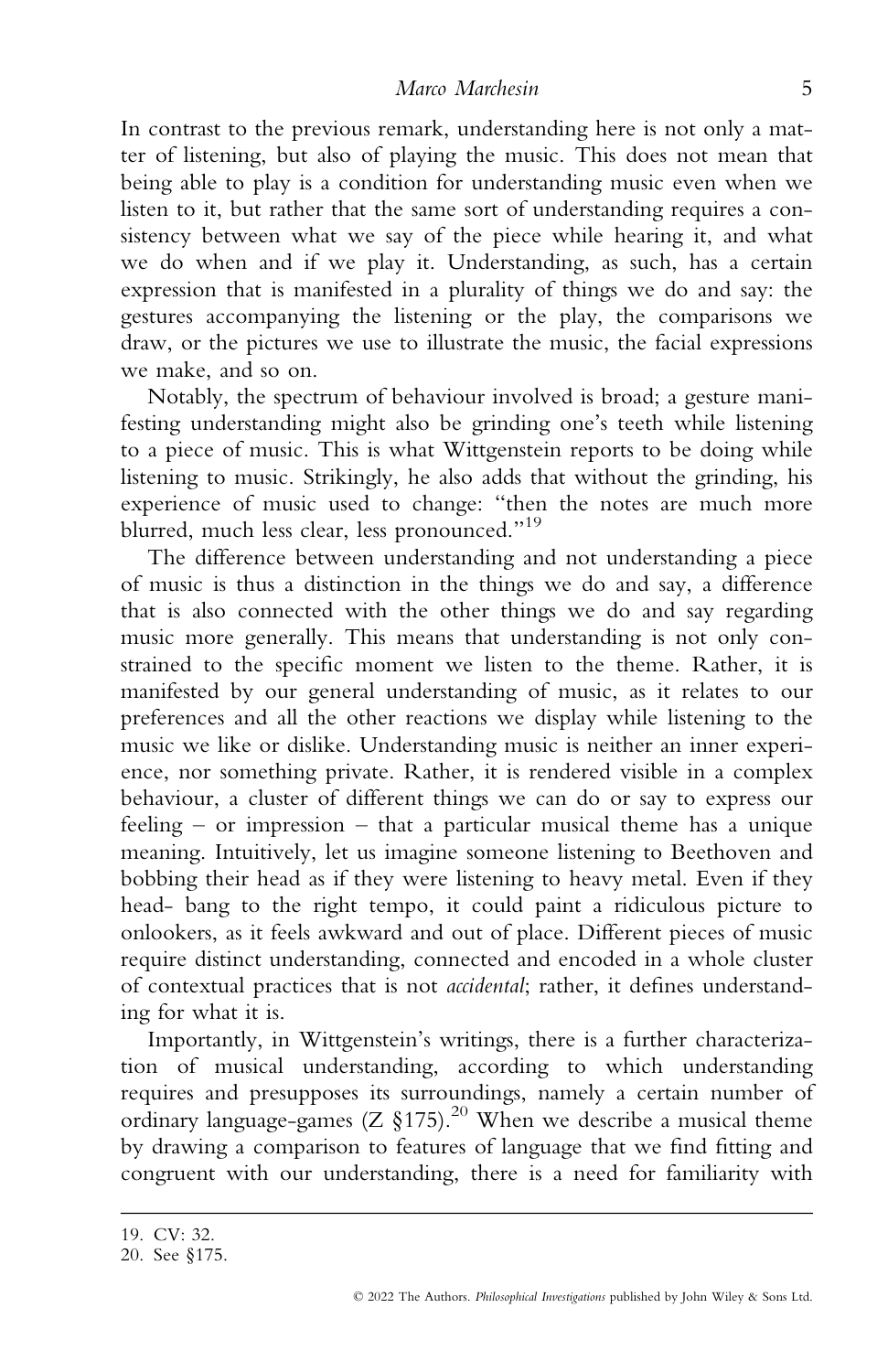In contrast to the previous remark, understanding here is not only a matter of listening, but also of playing the music. This does not mean that being able to play is a condition for understanding music even when we listen to it, but rather that the same sort of understanding requires a consistency between what we say of the piece while hearing it, and what we do when and if we play it. Understanding, as such, has a certain expression that is manifested in a plurality of things we do and say: the gestures accompanying the listening or the play, the comparisons we draw, or the pictures we use to illustrate the music, the facial expressions we make, and so on.

Notably, the spectrum of behaviour involved is broad; a gesture manifesting understanding might also be grinding one's teeth while listening to a piece of music. This is what Wittgenstein reports to be doing while listening to music. Strikingly, he also adds that without the grinding, his experience of music used to change: "then the notes are much more blurred, much less clear, less pronounced."[19]

The difference between understanding and not understanding a piece of music is thus a distinction in the things we do and say, a difference that is also connected with the other things we do and say regarding music more generally. This means that understanding is not only constrained to the specific moment we listen to the theme. Rather, it is manifested by our general understanding of music, as it relates to our preferences and all the other reactions we display while listening to the music we like or dislike. Understanding music is neither an inner experience, nor something private. Rather, it is rendered visible in a complex behaviour, a cluster of different things we can do or say to express our feeling – or impression – that a particular musical theme has a unique meaning. Intuitively, let us imagine someone listening to Beethoven and bobbing their head as if they were listening to heavy metal. Even if they head- bang to the right tempo, it could paint a ridiculous picture to onlookers, as it feels awkward and out of place. Different pieces of music require distinct understanding, connected and encoded in a whole cluster of contextual practices that is not *accidental*; rather, it defines understanding for what it is.

Importantly, in Wittgenstein's writings, there is a further characterization of musical understanding, according to which understanding requires and presupposes its surroundings, namely a certain number of ordinary language-games (Z §175).[20] When we describe a musical theme by drawing a comparison to features of language that we find fitting and congruent with our understanding, there is a need for familiarity with

19. CV: 32.

20. See §175.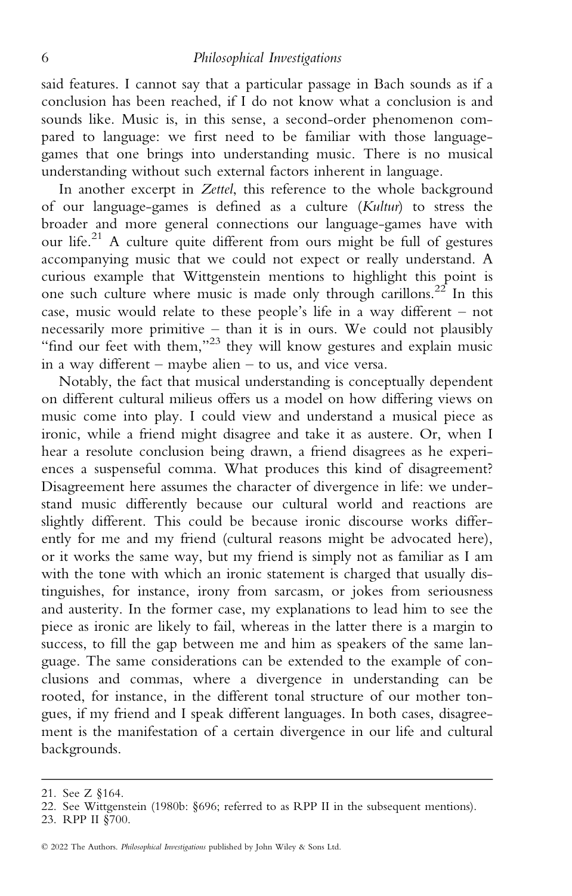said features. I cannot say that a particular passage in Bach sounds as if a conclusion has been reached, if I do not know what a conclusion is and sounds like. Music is, in this sense, a second-order phenomenon compared to language: we first need to be familiar with those language-games that one brings into understanding music. There is no musical understanding without such external factors inherent in language.

In another excerpt in *Zettel*, this reference to the whole background of our language-games is defined as a culture (*Kultur*) to stress the broader and more general connections our language-games have with our life.[21] A culture quite different from ours might be full of gestures accompanying music that we could not expect or really understand. A curious example that Wittgenstein mentions to highlight this point is one such culture where music is made only through carillons.[22] In this case, music would relate to these people's life in a way different – not necessarily more primitive – than it is in ours. We could not plausibly "find our feet with them,"[23] they will know gestures and explain music in a way different – maybe alien – to us, and vice versa.

Notably, the fact that musical understanding is conceptually dependent on different cultural milieus offers us a model on how differing views on music come into play. I could view and understand a musical piece as ironic, while a friend might disagree and take it as austere. Or, when I hear a resolute conclusion being drawn, a friend disagrees as he experiences a suspenseful comma. What produces this kind of disagreement? Disagreement here assumes the character of divergence in life: we understand music differently because our cultural world and reactions are slightly different. This could be because ironic discourse works differently for me and my friend (cultural reasons might be advocated here), or it works the same way, but my friend is simply not as familiar as I am with the tone with which an ironic statement is charged that usually distinguishes, for instance, irony from sarcasm, or jokes from seriousness and austerity. In the former case, my explanations to lead him to see the piece as ironic are likely to fail, whereas in the latter there is a margin to success, to fill the gap between me and him as speakers of the same language. The same considerations can be extended to the example of conclusions and commas, where a divergence in understanding can be rooted, for instance, in the different tonal structure of our mother tongues, if my friend and I speak different languages. In both cases, disagreement is the manifestation of a certain divergence in our life and cultural backgrounds.

---

21. See Z §164.
22. See Wittgenstein (1980b: §696; referred to as RPP II in the subsequent mentions).
23. RPP II §700.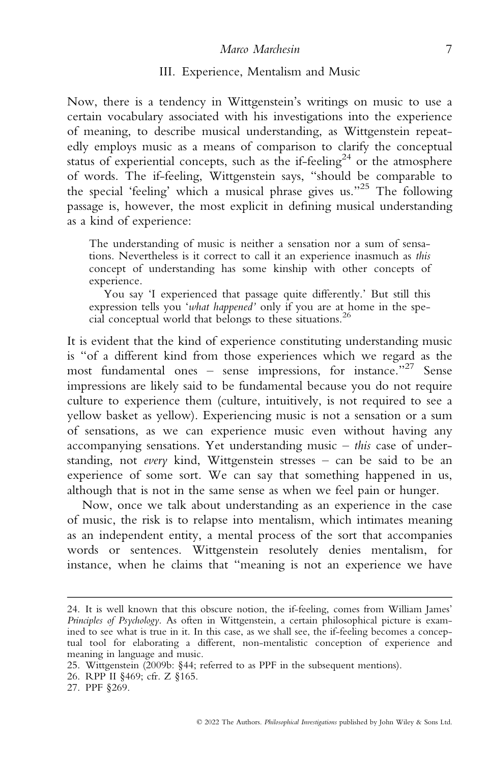## III. Experience, Mentalism and Music

Now, there is a tendency in Wittgenstein's writings on music to use a certain vocabulary associated with his investigations into the experience of meaning, to describe musical understanding, as Wittgenstein repeatedly employs music as a means of comparison to clarify the conceptual status of experiential concepts, such as the if-feeling[24] or the atmosphere of words. The if-feeling, Wittgenstein says, "should be comparable to the special 'feeling' which a musical phrase gives us."[25] The following passage is, however, the most explicit in defining musical understanding as a kind of experience:

> The understanding of music is neither a sensation nor a sum of sensations. Nevertheless is it correct to call it an experience inasmuch as *this* concept of understanding has some kinship with other concepts of experience.
>
> You say 'I experienced that passage quite differently.' But still this expression tells you '*what happened*' only if you are at home in the special conceptual world that belongs to these situations.[26]

It is evident that the kind of experience constituting understanding music is "of a different kind from those experiences which we regard as the most fundamental ones – sense impressions, for instance."[27] Sense impressions are likely said to be fundamental because you do not require culture to experience them (culture, intuitively, is not required to see a yellow basket as yellow). Experiencing music is not a sensation or a sum of sensations, as we can experience music even without having any accompanying sensations. Yet understanding music – *this* case of understanding, not *every* kind, Wittgenstein stresses – can be said to be an experience of some sort. We can say that something happened in us, although that is not in the same sense as when we feel pain or hunger.

Now, once we talk about understanding as an experience in the case of music, the risk is to relapse into mentalism, which intimates meaning as an independent entity, a mental process of the sort that accompanies words or sentences. Wittgenstein resolutely denies mentalism, for instance, when he claims that "meaning is not an experience we have

---

24. It is well known that this obscure notion, the if-feeling, comes from William James' *Principles of Psychology*. As often in Wittgenstein, a certain philosophical picture is examined to see what is true in it. In this case, as we shall see, the if-feeling becomes a conceptual tool for elaborating a different, non-mentalistic conception of experience and meaning in language and music.

25. Wittgenstein (2009b: §44; referred to as PPF in the subsequent mentions).

26. RPP II §469; cfr. Z §165.

27. PPF §269.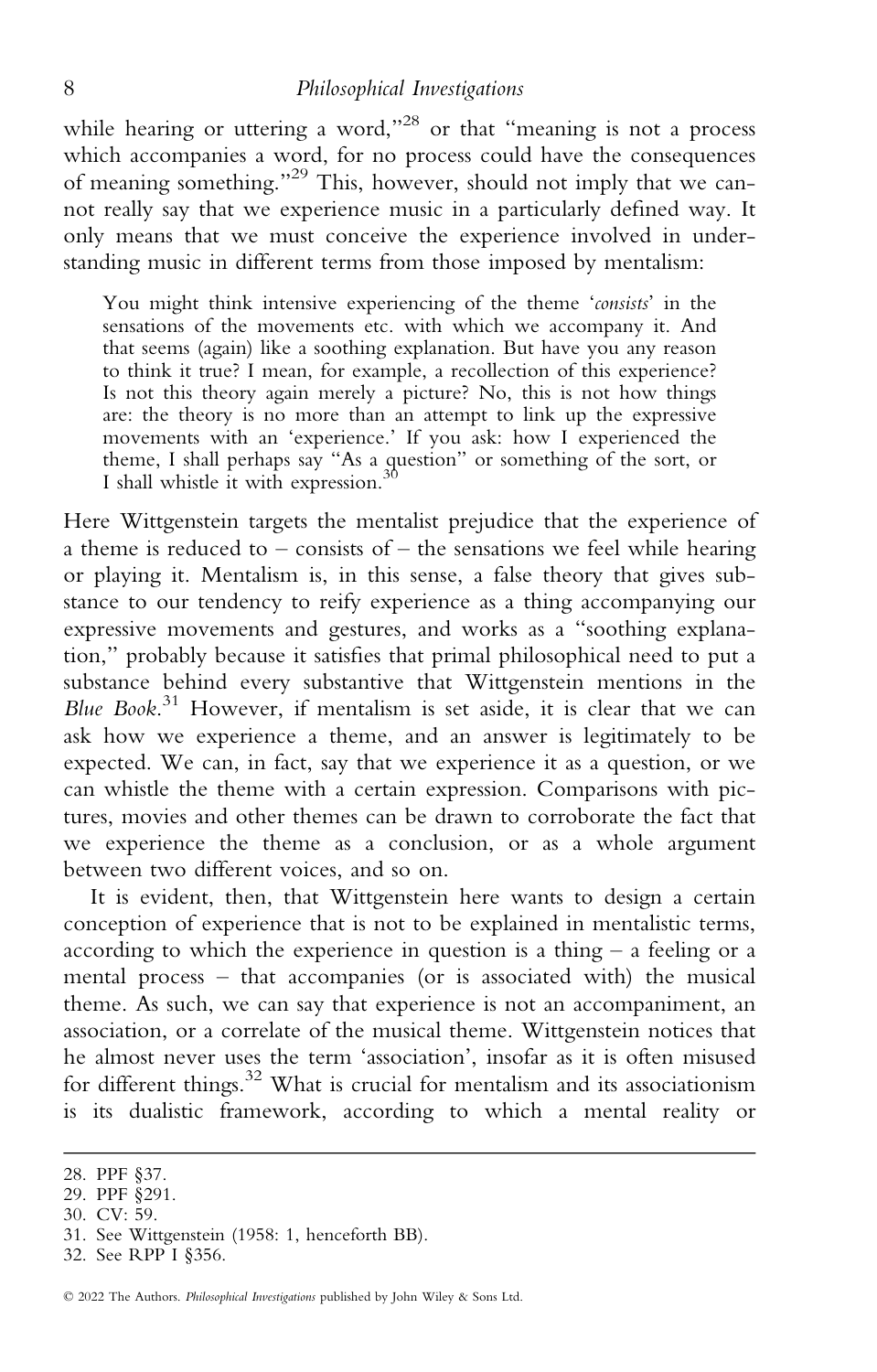while hearing or uttering a word,"[28] or that "meaning is not a process which accompanies a word, for no process could have the consequences of meaning something."[29] This, however, should not imply that we cannot really say that we experience music in a particularly defined way. It only means that we must conceive the experience involved in understanding music in different terms from those imposed by mentalism:

> You might think intensive experiencing of the theme '*consists*' in the sensations of the movements etc. with which we accompany it. And that seems (again) like a soothing explanation. But have you any reason to think it true? I mean, for example, a recollection of this experience? Is not this theory again merely a picture? No, this is not how things are: the theory is no more than an attempt to link up the expressive movements with an 'experience.' If you ask: how I experienced the theme, I shall perhaps say "As a question" or something of the sort, or I shall whistle it with expression.[30]

Here Wittgenstein targets the mentalist prejudice that the experience of a theme is reduced to – consists of – the sensations we feel while hearing or playing it. Mentalism is, in this sense, a false theory that gives substance to our tendency to reify experience as a thing accompanying our expressive movements and gestures, and works as a "soothing explanation," probably because it satisfies that primal philosophical need to put a substance behind every substantive that Wittgenstein mentions in the *Blue Book*.[31] However, if mentalism is set aside, it is clear that we can ask how we experience a theme, and an answer is legitimately to be expected. We can, in fact, say that we experience it as a question, or we can whistle the theme with a certain expression. Comparisons with pictures, movies and other themes can be drawn to corroborate the fact that we experience the theme as a conclusion, or as a whole argument between two different voices, and so on.

It is evident, then, that Wittgenstein here wants to design a certain conception of experience that is not to be explained in mentalistic terms, according to which the experience in question is a thing – a feeling or a mental process – that accompanies (or is associated with) the musical theme. As such, we can say that experience is not an accompaniment, an association, or a correlate of the musical theme. Wittgenstein notices that he almost never uses the term 'association', insofar as it is often misused for different things.[32] What is crucial for mentalism and its associationism is its dualistic framework, according to which a mental reality or

28. PPF §37.
29. PPF §291.
30. CV: 59.
31. See Wittgenstein (1958: 1, henceforth BB).
32. See RPP I §356.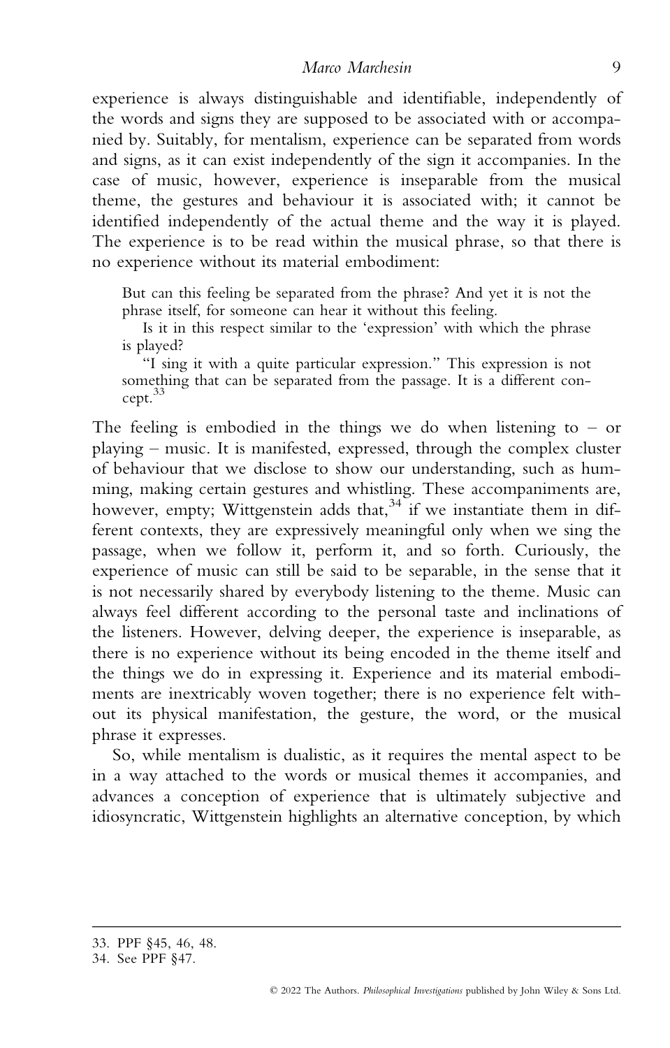experience is always distinguishable and identifiable, independently of the words and signs they are supposed to be associated with or accompanied by. Suitably, for mentalism, experience can be separated from words and signs, as it can exist independently of the sign it accompanies. In the case of music, however, experience is inseparable from the musical theme, the gestures and behaviour it is associated with; it cannot be identified independently of the actual theme and the way it is played. The experience is to be read within the musical phrase, so that there is no experience without its material embodiment:

> But can this feeling be separated from the phrase? And yet it is not the phrase itself, for someone can hear it without this feeling.
>
> Is it in this respect similar to the 'expression' with which the phrase is played?
>
> "I sing it with a quite particular expression." This expression is not something that can be separated from the passage. It is a different concept.[33]

The feeling is embodied in the things we do when listening to – or playing – music. It is manifested, expressed, through the complex cluster of behaviour that we disclose to show our understanding, such as humming, making certain gestures and whistling. These accompaniments are, however, empty; Wittgenstein adds that,[34] if we instantiate them in different contexts, they are expressively meaningful only when we sing the passage, when we follow it, perform it, and so forth. Curiously, the experience of music can still be said to be separable, in the sense that it is not necessarily shared by everybody listening to the theme. Music can always feel different according to the personal taste and inclinations of the listeners. However, delving deeper, the experience is inseparable, as there is no experience without its being encoded in the theme itself and the things we do in expressing it. Experience and its material embodiments are inextricably woven together; there is no experience felt without its physical manifestation, the gesture, the word, or the musical phrase it expresses.

So, while mentalism is dualistic, as it requires the mental aspect to be in a way attached to the words or musical themes it accompanies, and advances a conception of experience that is ultimately subjective and idiosyncratic, Wittgenstein highlights an alternative conception, by which

---

33. PPF §45, 46, 48.
34. See PPF §47.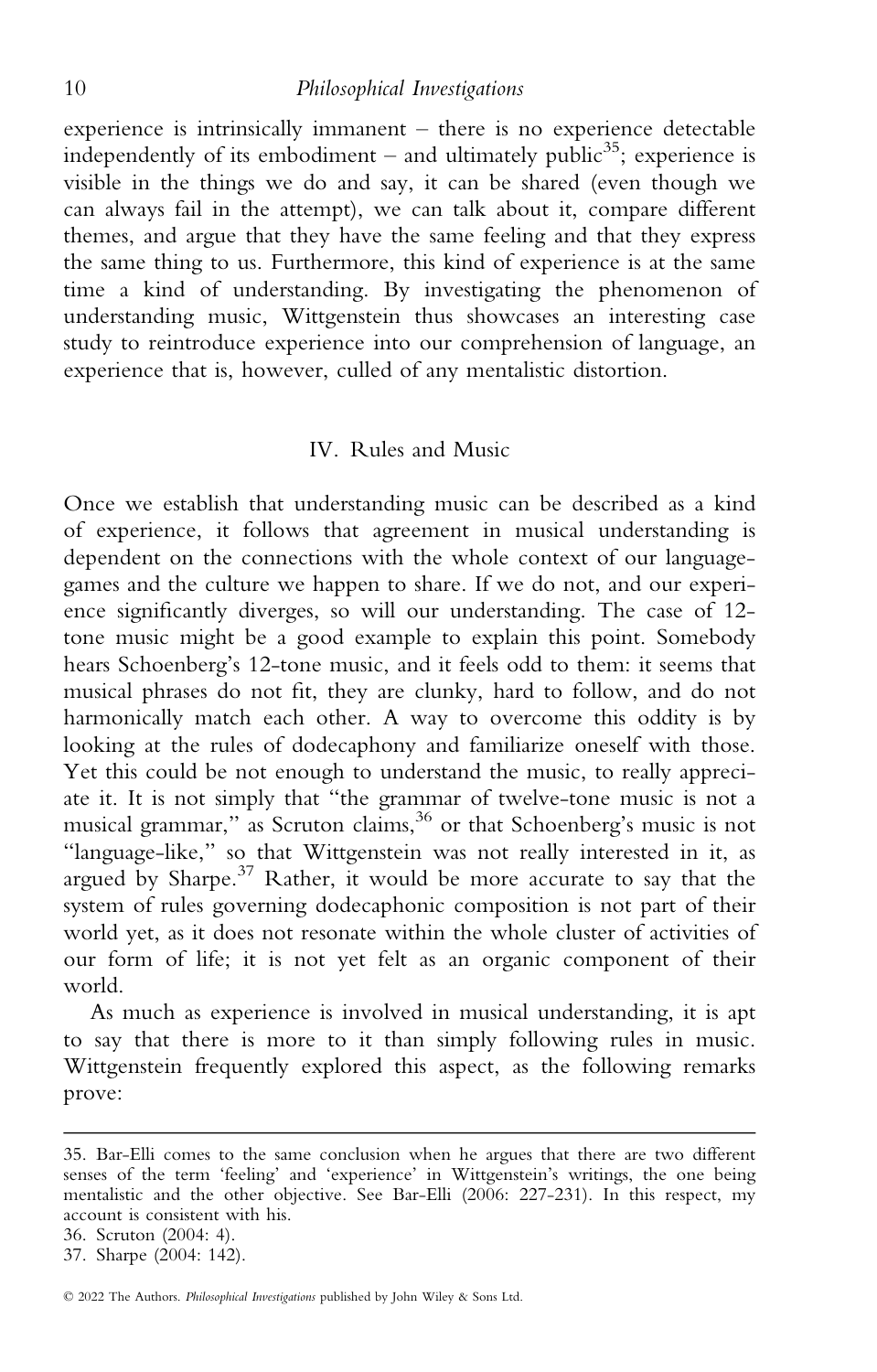experience is intrinsically immanent – there is no experience detectable independently of its embodiment – and ultimately public[35]; experience is visible in the things we do and say, it can be shared (even though we can always fail in the attempt), we can talk about it, compare different themes, and argue that they have the same feeling and that they express the same thing to us. Furthermore, this kind of experience is at the same time a kind of understanding. By investigating the phenomenon of understanding music, Wittgenstein thus showcases an interesting case study to reintroduce experience into our comprehension of language, an experience that is, however, culled of any mentalistic distortion.

## IV. Rules and Music

Once we establish that understanding music can be described as a kind of experience, it follows that agreement in musical understanding is dependent on the connections with the whole context of our language-games and the culture we happen to share. If we do not, and our experience significantly diverges, so will our understanding. The case of 12-tone music might be a good example to explain this point. Somebody hears Schoenberg's 12-tone music, and it feels odd to them: it seems that musical phrases do not fit, they are clunky, hard to follow, and do not harmonically match each other. A way to overcome this oddity is by looking at the rules of dodecaphony and familiarize oneself with those. Yet this could be not enough to understand the music, to really appreciate it. It is not simply that "the grammar of twelve-tone music is not a musical grammar," as Scruton claims,[36] or that Schoenberg's music is not "language-like," so that Wittgenstein was not really interested in it, as argued by Sharpe.[37] Rather, it would be more accurate to say that the system of rules governing dodecaphonic composition is not part of their world yet, as it does not resonate within the whole cluster of activities of our form of life; it is not yet felt as an organic component of their world.

As much as experience is involved in musical understanding, it is apt to say that there is more to it than simply following rules in music. Wittgenstein frequently explored this aspect, as the following remarks prove:

---

35. Bar-Elli comes to the same conclusion when he argues that there are two different senses of the term 'feeling' and 'experience' in Wittgenstein's writings, the one being mentalistic and the other objective. See Bar-Elli (2006: 227-231). In this respect, my account is consistent with his.

36. Scruton (2004: 4).

37. Sharpe (2004: 142).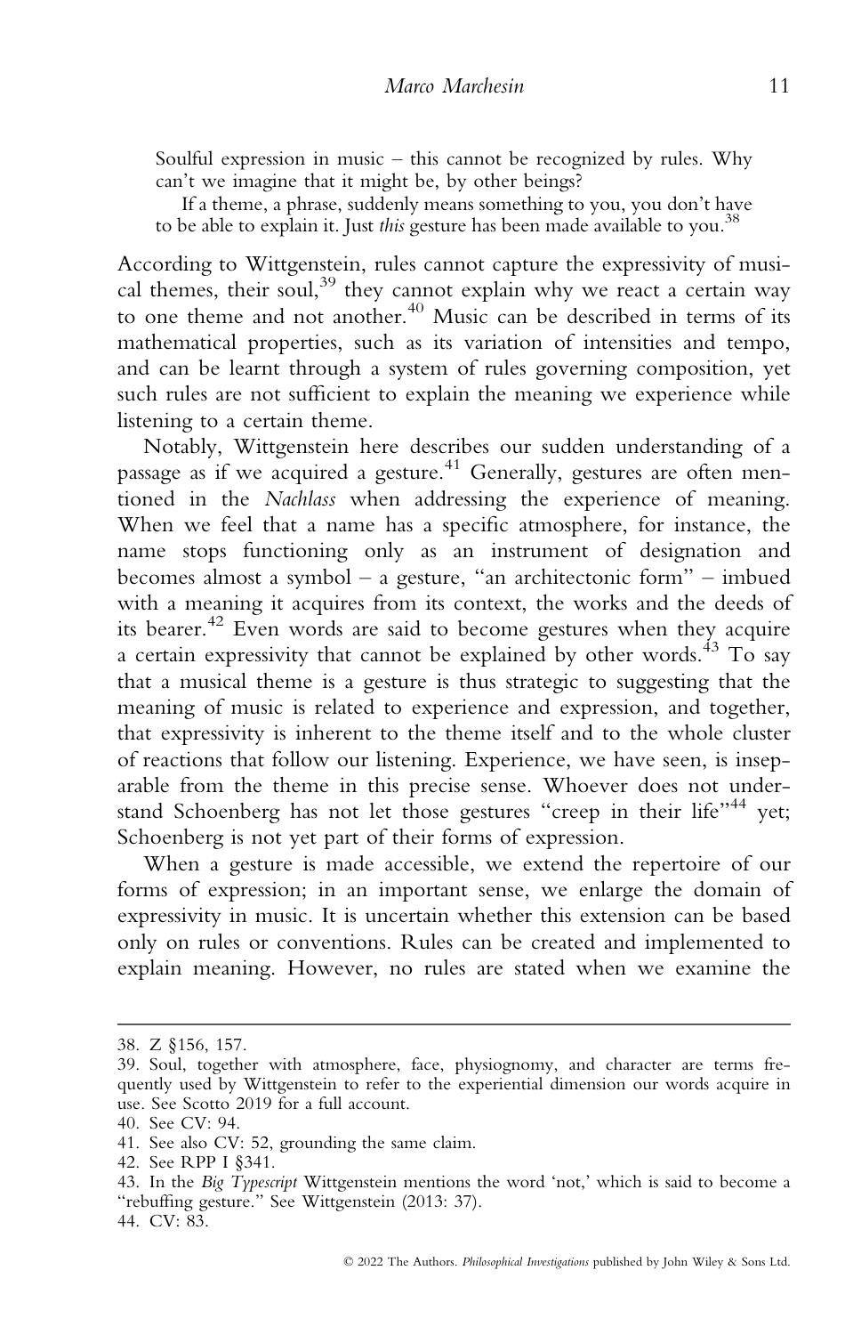> Soulful expression in music – this cannot be recognized by rules. Why can't we imagine that it might be, by other beings?
>
> If a theme, a phrase, suddenly means something to you, you don't have to be able to explain it. Just *this* gesture has been made available to you.[38]

According to Wittgenstein, rules cannot capture the expressivity of musical themes, their soul,[39] they cannot explain why we react a certain way to one theme and not another.[40] Music can be described in terms of its mathematical properties, such as its variation of intensities and tempo, and can be learnt through a system of rules governing composition, yet such rules are not sufficient to explain the meaning we experience while listening to a certain theme.

Notably, Wittgenstein here describes our sudden understanding of a passage as if we acquired a gesture.[41] Generally, gestures are often mentioned in the *Nachlass* when addressing the experience of meaning. When we feel that a name has a specific atmosphere, for instance, the name stops functioning only as an instrument of designation and becomes almost a symbol – a gesture, "an architectonic form" – imbued with a meaning it acquires from its context, the works and the deeds of its bearer.[42] Even words are said to become gestures when they acquire a certain expressivity that cannot be explained by other words.[43] To say that a musical theme is a gesture is thus strategic to suggesting that the meaning of music is related to experience and expression, and together, that expressivity is inherent to the theme itself and to the whole cluster of reactions that follow our listening. Experience, we have seen, is inseparable from the theme in this precise sense. Whoever does not understand Schoenberg has not let those gestures "creep in their life"[44] yet; Schoenberg is not yet part of their forms of expression.

When a gesture is made accessible, we extend the repertoire of our forms of expression; in an important sense, we enlarge the domain of expressivity in music. It is uncertain whether this extension can be based only on rules or conventions. Rules can be created and implemented to explain meaning. However, no rules are stated when we examine the

---

38. Z §156, 157.
39. Soul, together with atmosphere, face, physiognomy, and character are terms frequently used by Wittgenstein to refer to the experiential dimension our words acquire in use. See Scotto 2019 for a full account.
40. See CV: 94.
41. See also CV: 52, grounding the same claim.
42. See RPP I §341.
43. In the *Big Typescript* Wittgenstein mentions the word 'not,' which is said to become a "rebuffing gesture." See Wittgenstein (2013: 37).
44. CV: 83.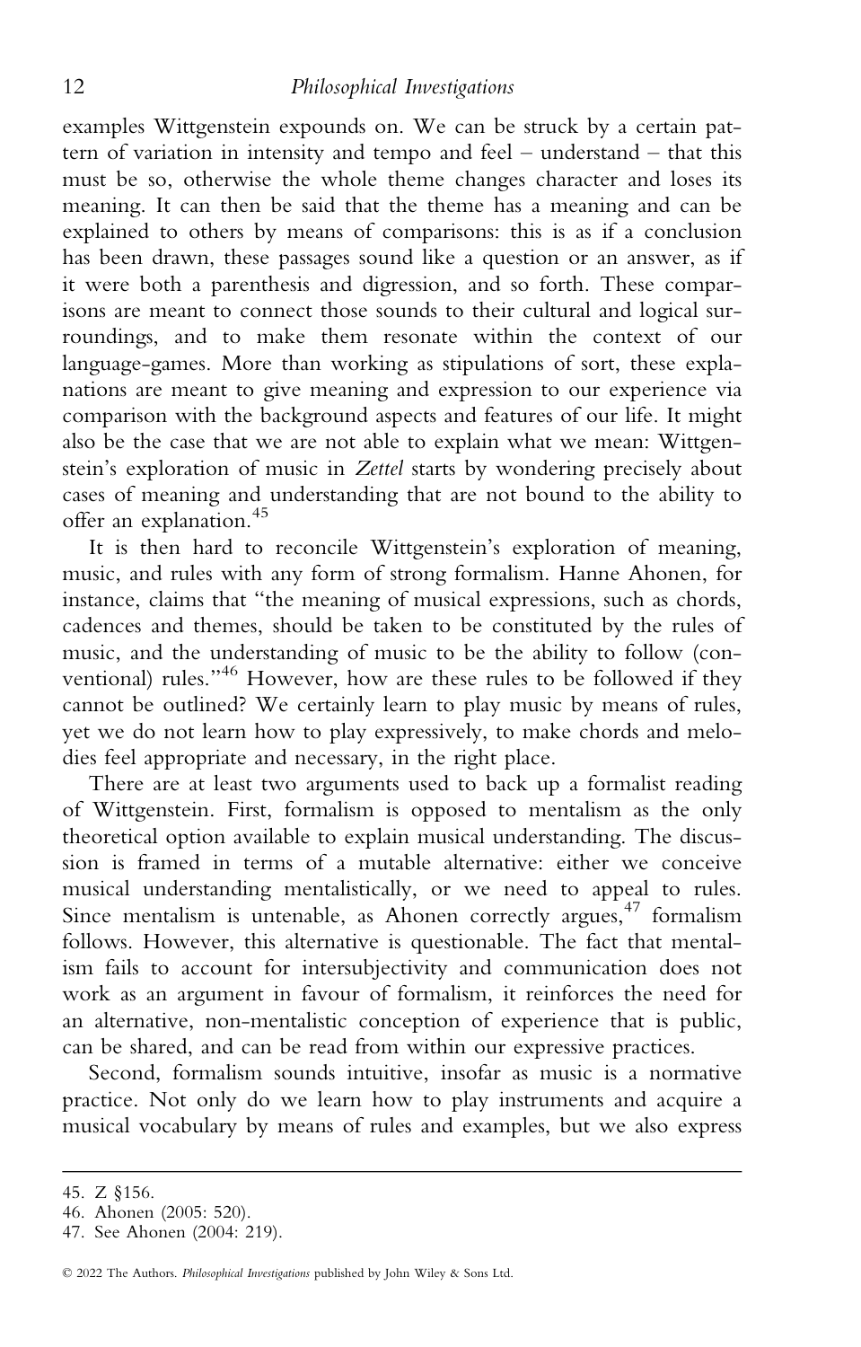examples Wittgenstein expounds on. We can be struck by a certain pattern of variation in intensity and tempo and feel – understand – that this must be so, otherwise the whole theme changes character and loses its meaning. It can then be said that the theme has a meaning and can be explained to others by means of comparisons: this is as if a conclusion has been drawn, these passages sound like a question or an answer, as if it were both a parenthesis and digression, and so forth. These comparisons are meant to connect those sounds to their cultural and logical surroundings, and to make them resonate within the context of our language-games. More than working as stipulations of sort, these explanations are meant to give meaning and expression to our experience via comparison with the background aspects and features of our life. It might also be the case that we are not able to explain what we mean: Wittgenstein's exploration of music in *Zettel* starts by wondering precisely about cases of meaning and understanding that are not bound to the ability to offer an explanation.[45]

It is then hard to reconcile Wittgenstein's exploration of meaning, music, and rules with any form of strong formalism. Hanne Ahonen, for instance, claims that "the meaning of musical expressions, such as chords, cadences and themes, should be taken to be constituted by the rules of music, and the understanding of music to be the ability to follow (conventional) rules."[46] However, how are these rules to be followed if they cannot be outlined? We certainly learn to play music by means of rules, yet we do not learn how to play expressively, to make chords and melodies feel appropriate and necessary, in the right place.

There are at least two arguments used to back up a formalist reading of Wittgenstein. First, formalism is opposed to mentalism as the only theoretical option available to explain musical understanding. The discussion is framed in terms of a mutable alternative: either we conceive musical understanding mentalistically, or we need to appeal to rules. Since mentalism is untenable, as Ahonen correctly argues,[47] formalism follows. However, this alternative is questionable. The fact that mentalism fails to account for intersubjectivity and communication does not work as an argument in favour of formalism, it reinforces the need for an alternative, non-mentalistic conception of experience that is public, can be shared, and can be read from within our expressive practices.

Second, formalism sounds intuitive, insofar as music is a normative practice. Not only do we learn how to play instruments and acquire a musical vocabulary by means of rules and examples, but we also express

45. Z §156.

46. Ahonen (2005: 520).

47. See Ahonen (2004: 219).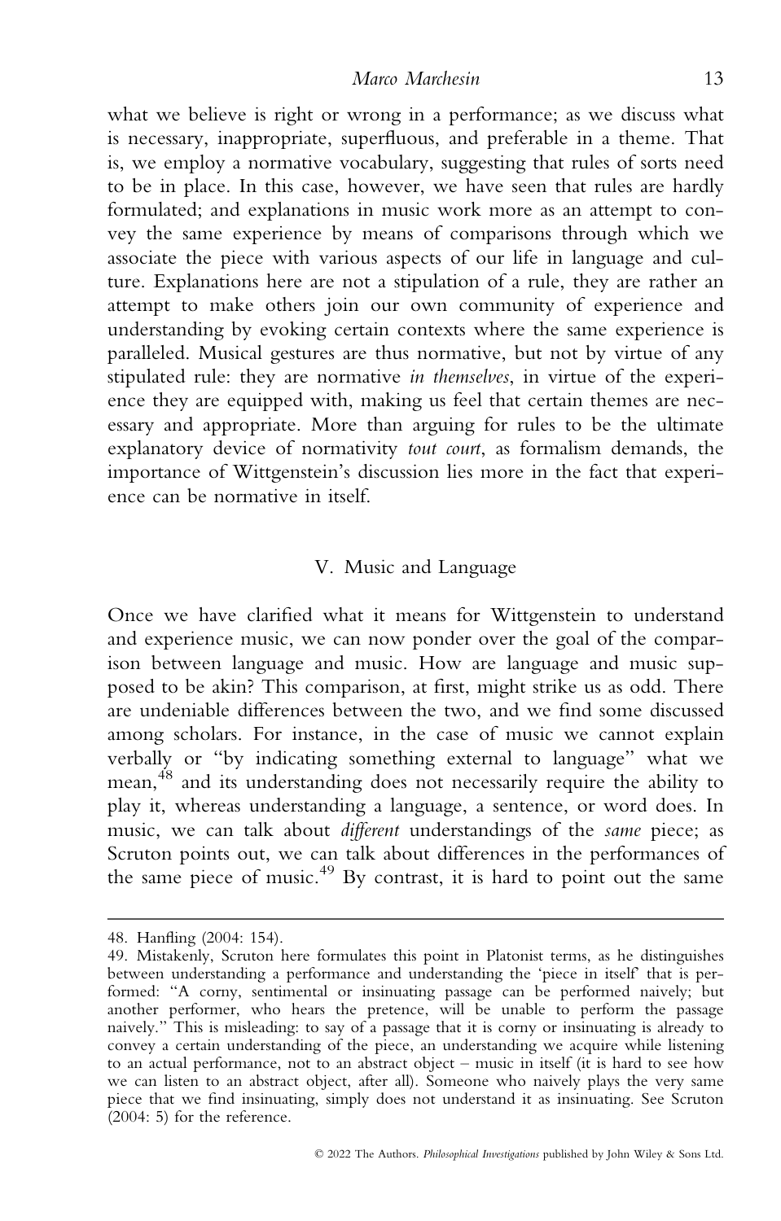what we believe is right or wrong in a performance; as we discuss what is necessary, inappropriate, superfluous, and preferable in a theme. That is, we employ a normative vocabulary, suggesting that rules of sorts need to be in place. In this case, however, we have seen that rules are hardly formulated; and explanations in music work more as an attempt to convey the same experience by means of comparisons through which we associate the piece with various aspects of our life in language and culture. Explanations here are not a stipulation of a rule, they are rather an attempt to make others join our own community of experience and understanding by evoking certain contexts where the same experience is paralleled. Musical gestures are thus normative, but not by virtue of any stipulated rule: they are normative *in themselves*, in virtue of the experience they are equipped with, making us feel that certain themes are necessary and appropriate. More than arguing for rules to be the ultimate explanatory device of normativity *tout court*, as formalism demands, the importance of Wittgenstein's discussion lies more in the fact that experience can be normative in itself.

## V. Music and Language

Once we have clarified what it means for Wittgenstein to understand and experience music, we can now ponder over the goal of the comparison between language and music. How are language and music supposed to be akin? This comparison, at first, might strike us as odd. There are undeniable differences between the two, and we find some discussed among scholars. For instance, in the case of music we cannot explain verbally or "by indicating something external to language" what we mean,[48] and its understanding does not necessarily require the ability to play it, whereas understanding a language, a sentence, or word does. In music, we can talk about *different* understandings of the *same* piece; as Scruton points out, we can talk about differences in the performances of the same piece of music.[49] By contrast, it is hard to point out the same

---

48. Hanfling (2004: 154).

49. Mistakenly, Scruton here formulates this point in Platonist terms, as he distinguishes between understanding a performance and understanding the 'piece in itself' that is performed: "A corny, sentimental or insinuating passage can be performed naively; but another performer, who hears the pretence, will be unable to perform the passage naively." This is misleading: to say of a passage that it is corny or insinuating is already to convey a certain understanding of the piece, an understanding we acquire while listening to an actual performance, not to an abstract object – music in itself (it is hard to see how we can listen to an abstract object, after all). Someone who naively plays the very same piece that we find insinuating, simply does not understand it as insinuating. See Scruton (2004: 5) for the reference.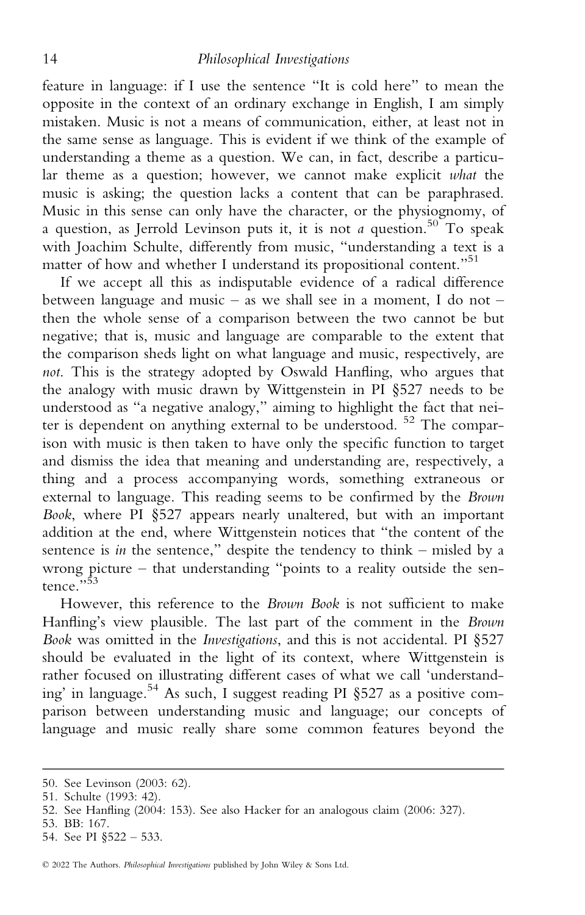feature in language: if I use the sentence "It is cold here" to mean the opposite in the context of an ordinary exchange in English, I am simply mistaken. Music is not a means of communication, either, at least not in the same sense as language. This is evident if we think of the example of understanding a theme as a question. We can, in fact, describe a particular theme as a question; however, we cannot make explicit *what* the music is asking; the question lacks a content that can be paraphrased. Music in this sense can only have the character, or the physiognomy, of a question, as Jerrold Levinson puts it, it is not *a* question.[50] To speak with Joachim Schulte, differently from music, "understanding a text is a matter of how and whether I understand its propositional content."[51]

If we accept all this as indisputable evidence of a radical difference between language and music – as we shall see in a moment, I do not – then the whole sense of a comparison between the two cannot be but negative; that is, music and language are comparable to the extent that the comparison sheds light on what language and music, respectively, are *not*. This is the strategy adopted by Oswald Hanfling, who argues that the analogy with music drawn by Wittgenstein in PI §527 needs to be understood as "a negative analogy," aiming to highlight the fact that neiter is dependent on anything external to be understood. [52] The comparison with music is then taken to have only the specific function to target and dismiss the idea that meaning and understanding are, respectively, a thing and a process accompanying words, something extraneous or external to language. This reading seems to be confirmed by the *Brown Book*, where PI §527 appears nearly unaltered, but with an important addition at the end, where Wittgenstein notices that "the content of the sentence is *in* the sentence," despite the tendency to think – misled by a wrong picture – that understanding "points to a reality outside the sentence."[53]

However, this reference to the *Brown Book* is not sufficient to make Hanfling's view plausible. The last part of the comment in the *Brown Book* was omitted in the *Investigations*, and this is not accidental. PI §527 should be evaluated in the light of its context, where Wittgenstein is rather focused on illustrating different cases of what we call 'understanding' in language.[54] As such, I suggest reading PI §527 as a positive comparison between understanding music and language; our concepts of language and music really share some common features beyond the

---

50. See Levinson (2003: 62).
51. Schulte (1993: 42).
52. See Hanfling (2004: 153). See also Hacker for an analogous claim (2006: 327).
53. BB: 167.
54. See PI §522 – 533.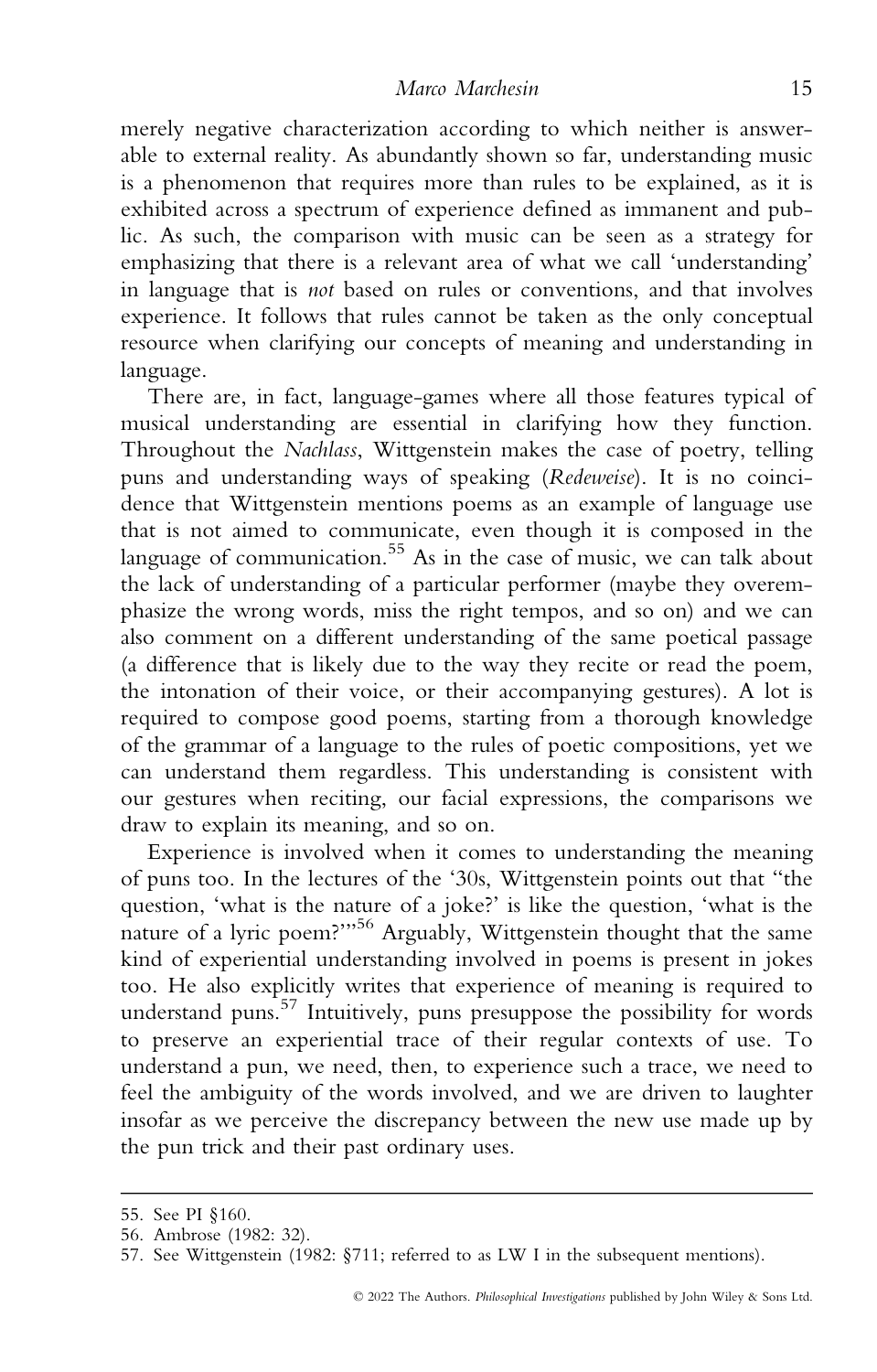merely negative characterization according to which neither is answerable to external reality. As abundantly shown so far, understanding music is a phenomenon that requires more than rules to be explained, as it is exhibited across a spectrum of experience defined as immanent and public. As such, the comparison with music can be seen as a strategy for emphasizing that there is a relevant area of what we call 'understanding' in language that is *not* based on rules or conventions, and that involves experience. It follows that rules cannot be taken as the only conceptual resource when clarifying our concepts of meaning and understanding in language.

There are, in fact, language-games where all those features typical of musical understanding are essential in clarifying how they function. Throughout the *Nachlass*, Wittgenstein makes the case of poetry, telling puns and understanding ways of speaking (*Redeweise*). It is no coincidence that Wittgenstein mentions poems as an example of language use that is not aimed to communicate, even though it is composed in the language of communication.[55] As in the case of music, we can talk about the lack of understanding of a particular performer (maybe they overemphasize the wrong words, miss the right tempos, and so on) and we can also comment on a different understanding of the same poetical passage (a difference that is likely due to the way they recite or read the poem, the intonation of their voice, or their accompanying gestures). A lot is required to compose good poems, starting from a thorough knowledge of the grammar of a language to the rules of poetic compositions, yet we can understand them regardless. This understanding is consistent with our gestures when reciting, our facial expressions, the comparisons we draw to explain its meaning, and so on.

Experience is involved when it comes to understanding the meaning of puns too. In the lectures of the '30s, Wittgenstein points out that "the question, 'what is the nature of a joke?' is like the question, 'what is the nature of a lyric poem?'"[56] Arguably, Wittgenstein thought that the same kind of experiential understanding involved in poems is present in jokes too. He also explicitly writes that experience of meaning is required to understand puns.[57] Intuitively, puns presuppose the possibility for words to preserve an experiential trace of their regular contexts of use. To understand a pun, we need, then, to experience such a trace, we need to feel the ambiguity of the words involved, and we are driven to laughter insofar as we perceive the discrepancy between the new use made up by the pun trick and their past ordinary uses.

---

55. See PI §160.

56. Ambrose (1982: 32).

57. See Wittgenstein (1982: §711; referred to as LW I in the subsequent mentions).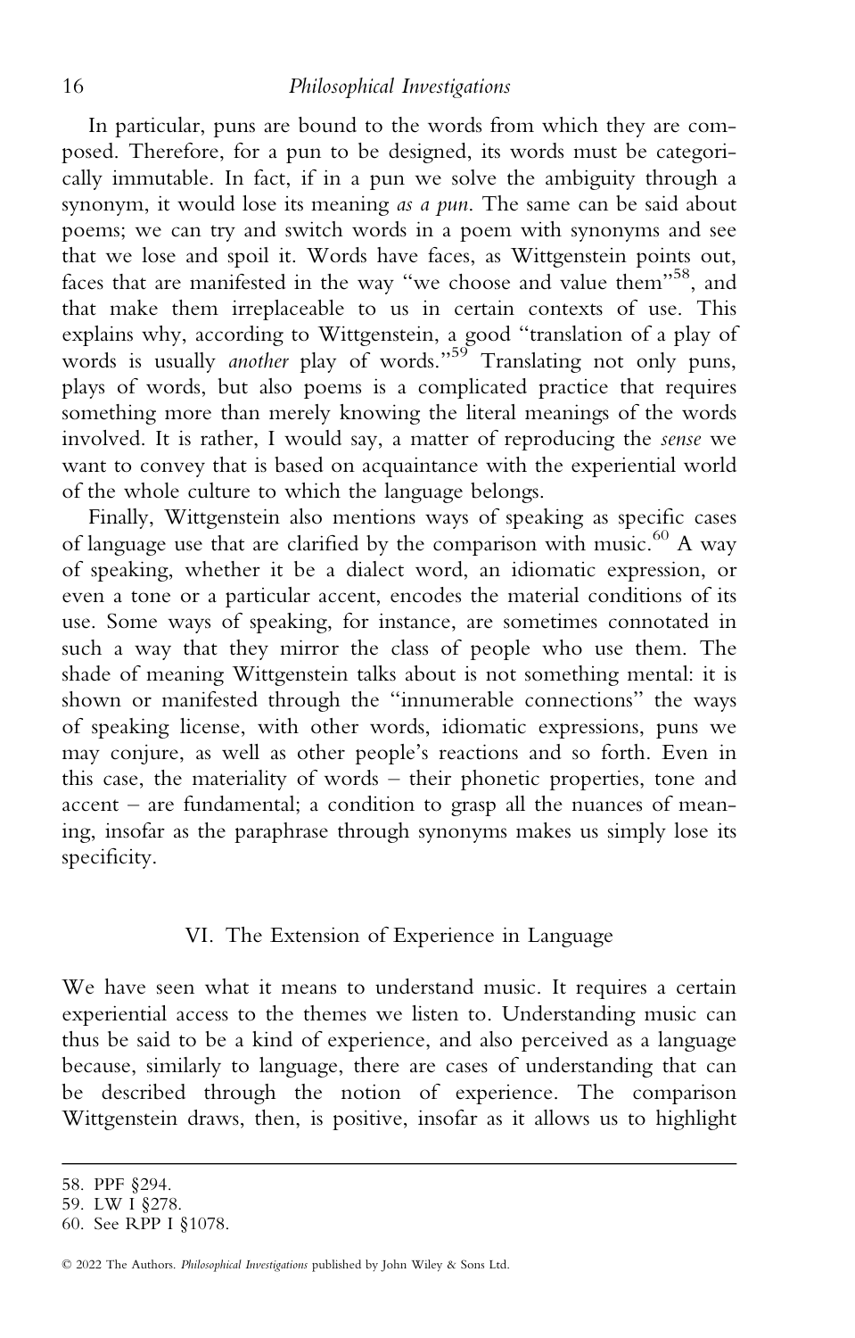In particular, puns are bound to the words from which they are composed. Therefore, for a pun to be designed, its words must be categorically immutable. In fact, if in a pun we solve the ambiguity through a synonym, it would lose its meaning *as a pun*. The same can be said about poems; we can try and switch words in a poem with synonyms and see that we lose and spoil it. Words have faces, as Wittgenstein points out, faces that are manifested in the way "we choose and value them"[58], and that make them irreplaceable to us in certain contexts of use. This explains why, according to Wittgenstein, a good "translation of a play of words is usually *another* play of words."[59] Translating not only puns, plays of words, but also poems is a complicated practice that requires something more than merely knowing the literal meanings of the words involved. It is rather, I would say, a matter of reproducing the *sense* we want to convey that is based on acquaintance with the experiential world of the whole culture to which the language belongs.

Finally, Wittgenstein also mentions ways of speaking as specific cases of language use that are clarified by the comparison with music.[60] A way of speaking, whether it be a dialect word, an idiomatic expression, or even a tone or a particular accent, encodes the material conditions of its use. Some ways of speaking, for instance, are sometimes connotated in such a way that they mirror the class of people who use them. The shade of meaning Wittgenstein talks about is not something mental: it is shown or manifested through the "innumerable connections" the ways of speaking license, with other words, idiomatic expressions, puns we may conjure, as well as other people's reactions and so forth. Even in this case, the materiality of words – their phonetic properties, tone and accent – are fundamental; a condition to grasp all the nuances of meaning, insofar as the paraphrase through synonyms makes us simply lose its specificity.

## VI. The Extension of Experience in Language

We have seen what it means to understand music. It requires a certain experiential access to the themes we listen to. Understanding music can thus be said to be a kind of experience, and also perceived as a language because, similarly to language, there are cases of understanding that can be described through the notion of experience. The comparison Wittgenstein draws, then, is positive, insofar as it allows us to highlight

58. PPF §294.
59. LW I §278.
60. See RPP I §1078.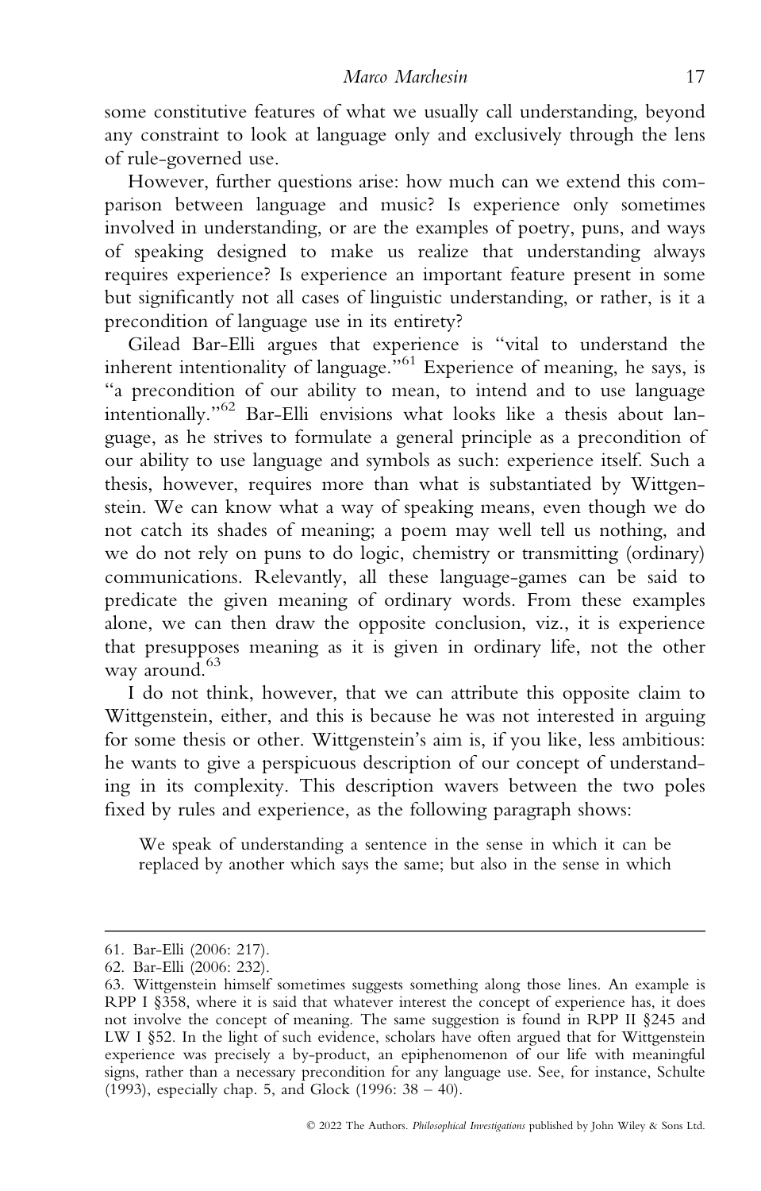some constitutive features of what we usually call understanding, beyond any constraint to look at language only and exclusively through the lens of rule-governed use.

However, further questions arise: how much can we extend this comparison between language and music? Is experience only sometimes involved in understanding, or are the examples of poetry, puns, and ways of speaking designed to make us realize that understanding always requires experience? Is experience an important feature present in some but significantly not all cases of linguistic understanding, or rather, is it a precondition of language use in its entirety?

Gilead Bar-Elli argues that experience is "vital to understand the inherent intentionality of language."[61] Experience of meaning, he says, is "a precondition of our ability to mean, to intend and to use language intentionally."[62] Bar-Elli envisions what looks like a thesis about language, as he strives to formulate a general principle as a precondition of our ability to use language and symbols as such: experience itself. Such a thesis, however, requires more than what is substantiated by Wittgenstein. We can know what a way of speaking means, even though we do not catch its shades of meaning; a poem may well tell us nothing, and we do not rely on puns to do logic, chemistry or transmitting (ordinary) communications. Relevantly, all these language-games can be said to predicate the given meaning of ordinary words. From these examples alone, we can then draw the opposite conclusion, viz., it is experience that presupposes meaning as it is given in ordinary life, not the other way around.[63]

I do not think, however, that we can attribute this opposite claim to Wittgenstein, either, and this is because he was not interested in arguing for some thesis or other. Wittgenstein's aim is, if you like, less ambitious: he wants to give a perspicuous description of our concept of understanding in its complexity. This description wavers between the two poles fixed by rules and experience, as the following paragraph shows:

> We speak of understanding a sentence in the sense in which it can be replaced by another which says the same; but also in the sense in which

---

61. Bar-Elli (2006: 217).
62. Bar-Elli (2006: 232).
63. Wittgenstein himself sometimes suggests something along those lines. An example is RPP I §358, where it is said that whatever interest the concept of experience has, it does not involve the concept of meaning. The same suggestion is found in RPP II §245 and LW I §52. In the light of such evidence, scholars have often argued that for Wittgenstein experience was precisely a by-product, an epiphenomenon of our life with meaningful signs, rather than a necessary precondition for any language use. See, for instance, Schulte (1993), especially chap. 5, and Glock (1996: 38 – 40).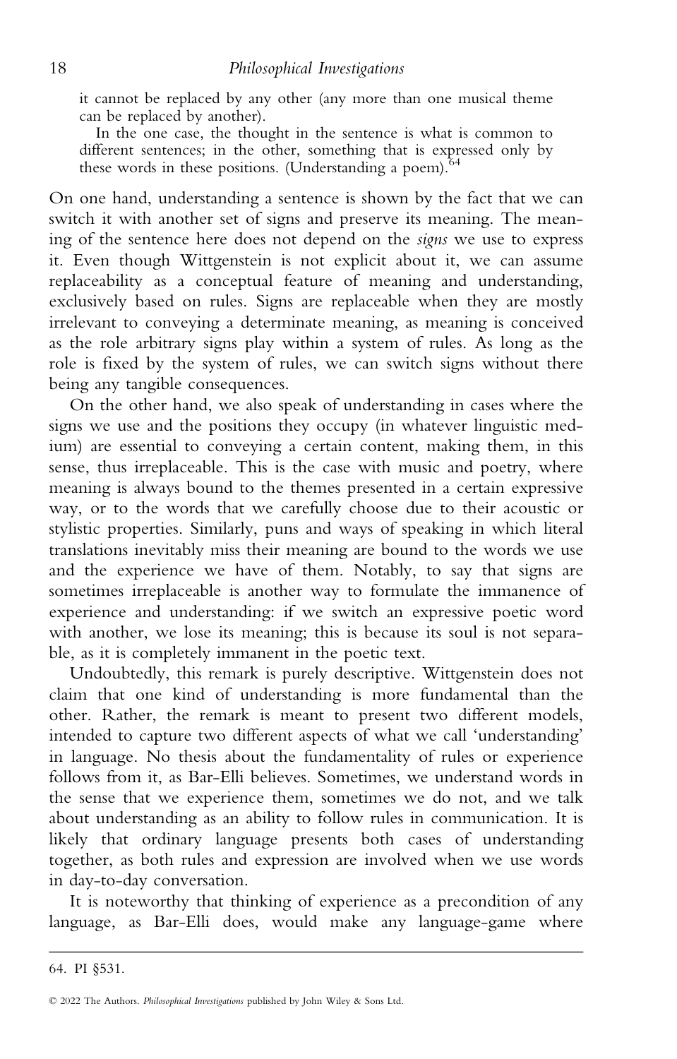> it cannot be replaced by any other (any more than one musical theme can be replaced by another).
>
> In the one case, the thought in the sentence is what is common to different sentences; in the other, something that is expressed only by these words in these positions. (Understanding a poem).[64]

On one hand, understanding a sentence is shown by the fact that we can switch it with another set of signs and preserve its meaning. The meaning of the sentence here does not depend on the *signs* we use to express it. Even though Wittgenstein is not explicit about it, we can assume replaceability as a conceptual feature of meaning and understanding, exclusively based on rules. Signs are replaceable when they are mostly irrelevant to conveying a determinate meaning, as meaning is conceived as the role arbitrary signs play within a system of rules. As long as the role is fixed by the system of rules, we can switch signs without there being any tangible consequences.

On the other hand, we also speak of understanding in cases where the signs we use and the positions they occupy (in whatever linguistic medium) are essential to conveying a certain content, making them, in this sense, thus irreplaceable. This is the case with music and poetry, where meaning is always bound to the themes presented in a certain expressive way, or to the words that we carefully choose due to their acoustic or stylistic properties. Similarly, puns and ways of speaking in which literal translations inevitably miss their meaning are bound to the words we use and the experience we have of them. Notably, to say that signs are sometimes irreplaceable is another way to formulate the immanence of experience and understanding: if we switch an expressive poetic word with another, we lose its meaning; this is because its soul is not separable, as it is completely immanent in the poetic text.

Undoubtedly, this remark is purely descriptive. Wittgenstein does not claim that one kind of understanding is more fundamental than the other. Rather, the remark is meant to present two different models, intended to capture two different aspects of what we call 'understanding' in language. No thesis about the fundamentality of rules or experience follows from it, as Bar-Elli believes. Sometimes, we understand words in the sense that we experience them, sometimes we do not, and we talk about understanding as an ability to follow rules in communication. It is likely that ordinary language presents both cases of understanding together, as both rules and expression are involved when we use words in day-to-day conversation.

It is noteworthy that thinking of experience as a precondition of any language, as Bar-Elli does, would make any language-game where

---

64. PI §531.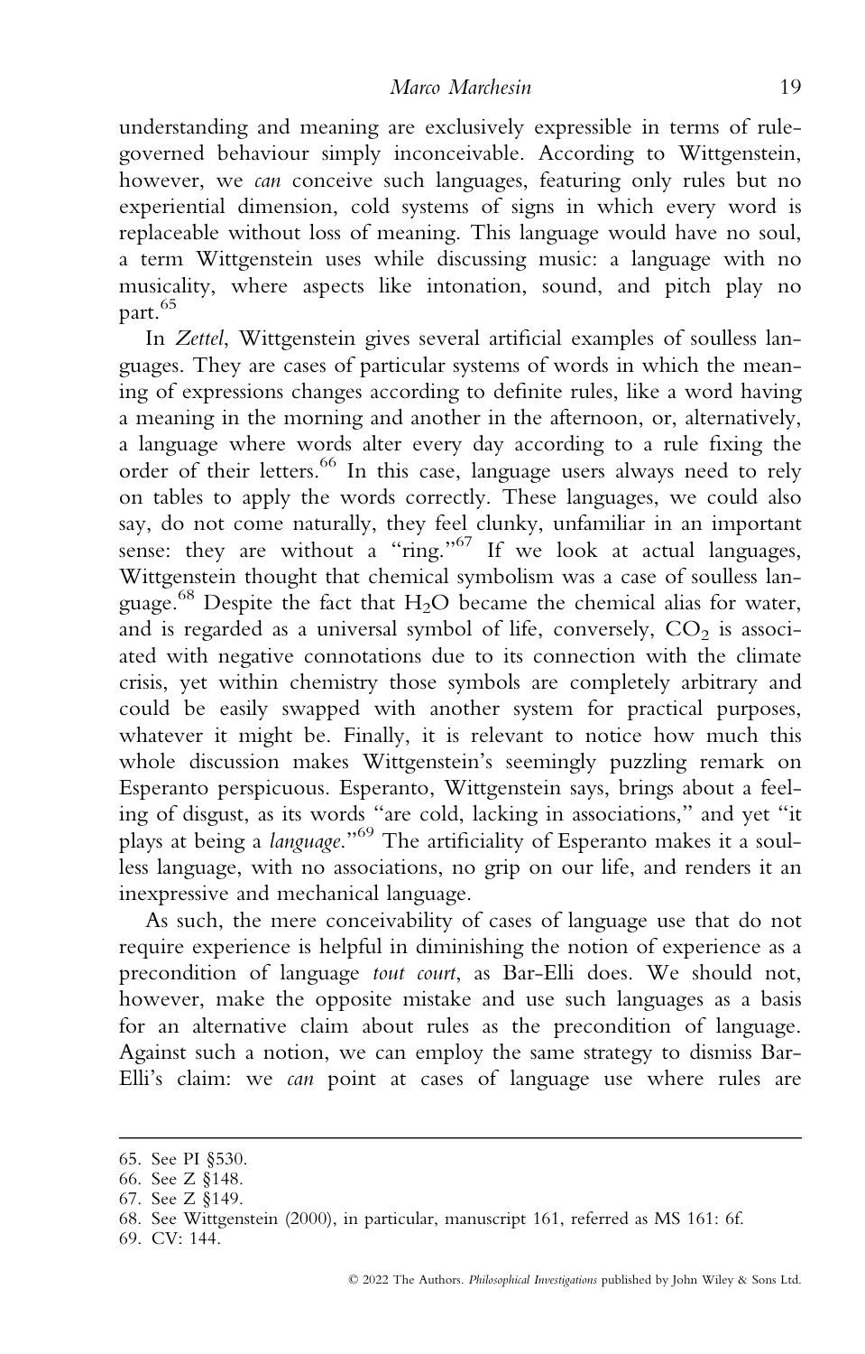understanding and meaning are exclusively expressible in terms of rule-governed behaviour simply inconceivable. According to Wittgenstein, however, we *can* conceive such languages, featuring only rules but no experiential dimension, cold systems of signs in which every word is replaceable without loss of meaning. This language would have no soul, a term Wittgenstein uses while discussing music: a language with no musicality, where aspects like intonation, sound, and pitch play no part.[65]

In *Zettel*, Wittgenstein gives several artificial examples of soulless languages. They are cases of particular systems of words in which the meaning of expressions changes according to definite rules, like a word having a meaning in the morning and another in the afternoon, or, alternatively, a language where words alter every day according to a rule fixing the order of their letters.[66] In this case, language users always need to rely on tables to apply the words correctly. These languages, we could also say, do not come naturally, they feel clunky, unfamiliar in an important sense: they are without a "ring."[67] If we look at actual languages, Wittgenstein thought that chemical symbolism was a case of soulless language.[68] Despite the fact that $H_2O$ became the chemical alias for water, and is regarded as a universal symbol of life, conversely, $CO_2$ is associated with negative connotations due to its connection with the climate crisis, yet within chemistry those symbols are completely arbitrary and could be easily swapped with another system for practical purposes, whatever it might be. Finally, it is relevant to notice how much this whole discussion makes Wittgenstein's seemingly puzzling remark on Esperanto perspicuous. Esperanto, Wittgenstein says, brings about a feeling of disgust, as its words "are cold, lacking in associations," and yet "it plays at being a *language*."[69] The artificiality of Esperanto makes it a soulless language, with no associations, no grip on our life, and renders it an inexpressive and mechanical language.

As such, the mere conceivability of cases of language use that do not require experience is helpful in diminishing the notion of experience as a precondition of language *tout court*, as Bar-Elli does. We should not, however, make the opposite mistake and use such languages as a basis for an alternative claim about rules as the precondition of language. Against such a notion, we can employ the same strategy to dismiss Bar-Elli's claim: we *can* point at cases of language use where rules are

---

65. See PI §530.
66. See Z §148.
67. See Z §149.
68. See Wittgenstein (2000), in particular, manuscript 161, referred as MS 161: 6f.
69. CV: 144.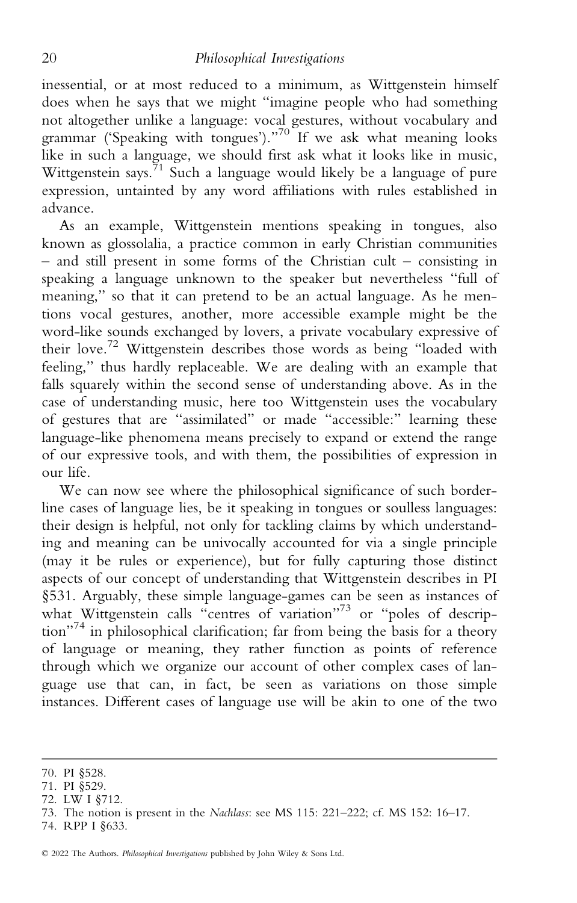inessential, or at most reduced to a minimum, as Wittgenstein himself does when he says that we might "imagine people who had something not altogether unlike a language: vocal gestures, without vocabulary and grammar ('Speaking with tongues')."[70] If we ask what meaning looks like in such a language, we should first ask what it looks like in music, Wittgenstein says.[71] Such a language would likely be a language of pure expression, untainted by any word affiliations with rules established in advance.

As an example, Wittgenstein mentions speaking in tongues, also known as glossolalia, a practice common in early Christian communities – and still present in some forms of the Christian cult – consisting in speaking a language unknown to the speaker but nevertheless "full of meaning," so that it can pretend to be an actual language. As he mentions vocal gestures, another, more accessible example might be the word-like sounds exchanged by lovers, a private vocabulary expressive of their love.[72] Wittgenstein describes those words as being "loaded with feeling," thus hardly replaceable. We are dealing with an example that falls squarely within the second sense of understanding above. As in the case of understanding music, here too Wittgenstein uses the vocabulary of gestures that are "assimilated" or made "accessible:" learning these language-like phenomena means precisely to expand or extend the range of our expressive tools, and with them, the possibilities of expression in our life.

We can now see where the philosophical significance of such borderline cases of language lies, be it speaking in tongues or soulless languages: their design is helpful, not only for tackling claims by which understanding and meaning can be univocally accounted for via a single principle (may it be rules or experience), but for fully capturing those distinct aspects of our concept of understanding that Wittgenstein describes in PI §531. Arguably, these simple language-games can be seen as instances of what Wittgenstein calls "centres of variation"[73] or "poles of description"[74] in philosophical clarification; far from being the basis for a theory of language or meaning, they rather function as points of reference through which we organize our account of other complex cases of language use that can, in fact, be seen as variations on those simple instances. Different cases of language use will be akin to one of the two

---

70. PI §528.
71. PI §529.
72. LW I §712.
73. The notion is present in the *Nachlass*: see MS 115: 221–222; cf. MS 152: 16–17.
74. RPP I §633.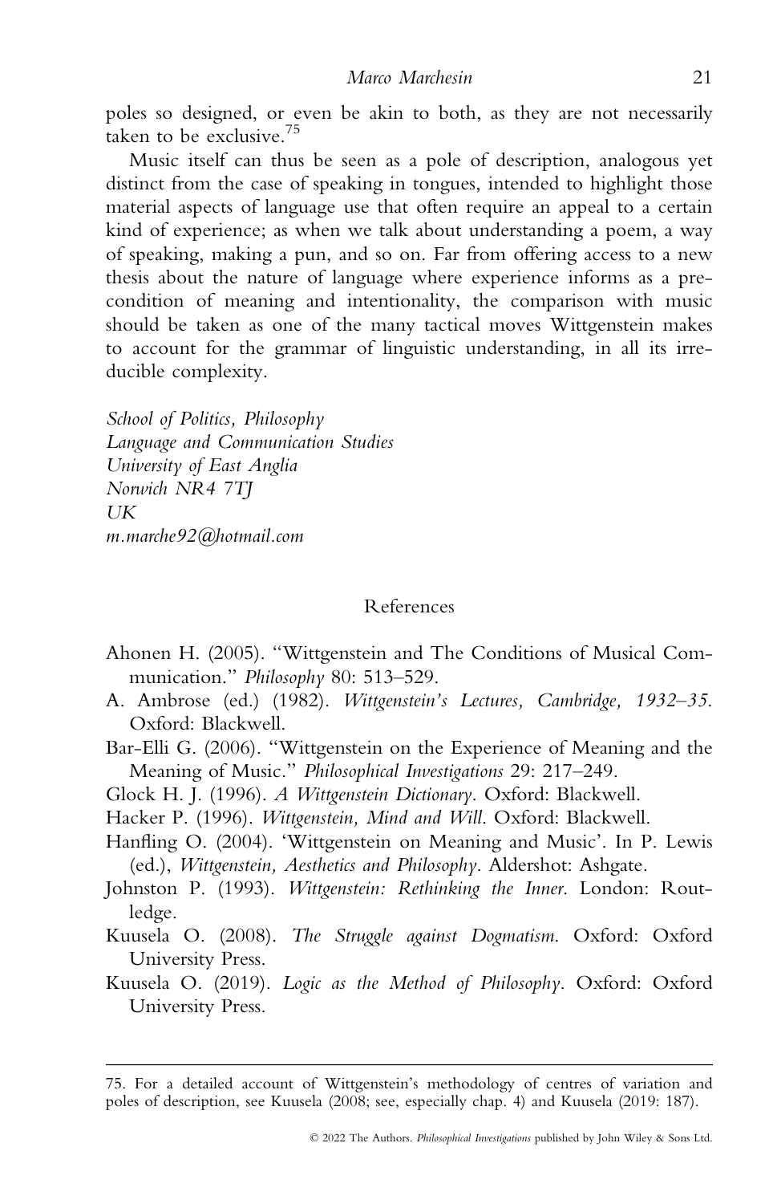poles so designed, or even be akin to both, as they are not necessarily taken to be exclusive.[75]

Music itself can thus be seen as a pole of description, analogous yet distinct from the case of speaking in tongues, intended to highlight those material aspects of language use that often require an appeal to a certain kind of experience; as when we talk about understanding a poem, a way of speaking, making a pun, and so on. Far from offering access to a new thesis about the nature of language where experience informs as a precondition of meaning and intentionality, the comparison with music should be taken as one of the many tactical moves Wittgenstein makes to account for the grammar of linguistic understanding, in all its irreducible complexity.

*School of Politics, Philosophy*
*Language and Communication Studies*
*University of East Anglia*
*Norwich NR4 7TJ*
*UK*
*m.marche92@hotmail.com*

## References

Ahonen H. (2005). "Wittgenstein and The Conditions of Musical Communication." *Philosophy* 80: 513–529.

A. Ambrose (ed.) (1982). *Wittgenstein's Lectures, Cambridge, 1932–35*. Oxford: Blackwell.

Bar-Elli G. (2006). "Wittgenstein on the Experience of Meaning and the Meaning of Music." *Philosophical Investigations* 29: 217–249.

Glock H. J. (1996). *A Wittgenstein Dictionary*. Oxford: Blackwell.

Hacker P. (1996). *Wittgenstein, Mind and Will*. Oxford: Blackwell.

Hanfling O. (2004). 'Wittgenstein on Meaning and Music'. In P. Lewis (ed.), *Wittgenstein, Aesthetics and Philosophy*. Aldershot: Ashgate.

Johnston P. (1993). *Wittgenstein: Rethinking the Inner*. London: Routledge.

Kuusela O. (2008). *The Struggle against Dogmatism*. Oxford: Oxford University Press.

Kuusela O. (2019). *Logic as the Method of Philosophy*. Oxford: Oxford University Press.

---

75. For a detailed account of Wittgenstein's methodology of centres of variation and poles of description, see Kuusela (2008; see, especially chap. 4) and Kuusela (2019: 187).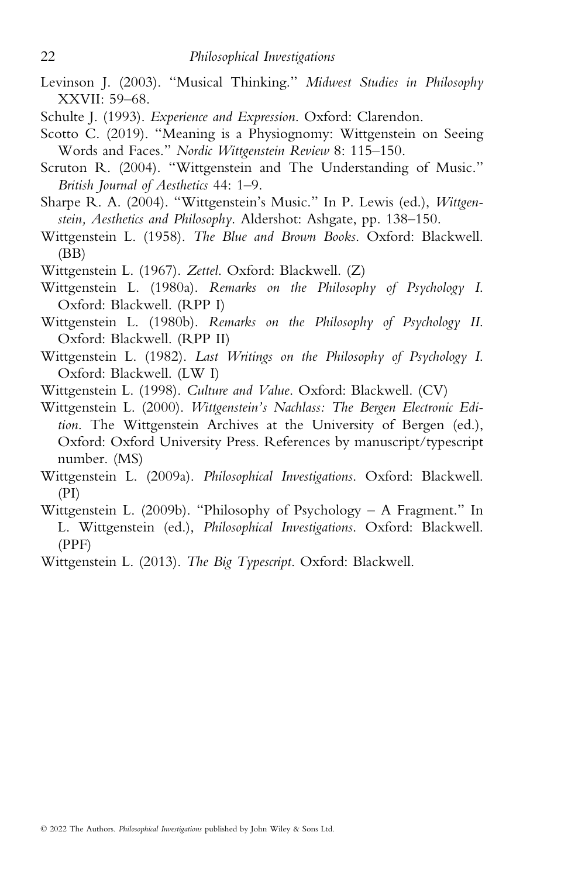Levinson J. (2003). "Musical Thinking." *Midwest Studies in Philosophy* XXVII: 59–68.

Schulte J. (1993). *Experience and Expression*. Oxford: Clarendon.

Scotto C. (2019). "Meaning is a Physiognomy: Wittgenstein on Seeing Words and Faces." *Nordic Wittgenstein Review* 8: 115–150.

Scruton R. (2004). "Wittgenstein and The Understanding of Music." *British Journal of Aesthetics* 44: 1–9.

Sharpe R. A. (2004). "Wittgenstein's Music." In P. Lewis (ed.), *Wittgenstein, Aesthetics and Philosophy*. Aldershot: Ashgate, pp. 138–150.

Wittgenstein L. (1958). *The Blue and Brown Books*. Oxford: Blackwell. (BB)

Wittgenstein L. (1967). *Zettel*. Oxford: Blackwell. (Z)

Wittgenstein L. (1980a). *Remarks on the Philosophy of Psychology I*. Oxford: Blackwell. (RPP I)

Wittgenstein L. (1980b). *Remarks on the Philosophy of Psychology II*. Oxford: Blackwell. (RPP II)

Wittgenstein L. (1982). *Last Writings on the Philosophy of Psychology I*. Oxford: Blackwell. (LW I)

Wittgenstein L. (1998). *Culture and Value*. Oxford: Blackwell. (CV)

Wittgenstein L. (2000). *Wittgenstein's Nachlass: The Bergen Electronic Edition*. The Wittgenstein Archives at the University of Bergen (ed.), Oxford: Oxford University Press. References by manuscript/typescript number. (MS)

Wittgenstein L. (2009a). *Philosophical Investigations*. Oxford: Blackwell. (PI)

Wittgenstein L. (2009b). "Philosophy of Psychology – A Fragment." In L. Wittgenstein (ed.), *Philosophical Investigations*. Oxford: Blackwell. (PPF)

Wittgenstein L. (2013). *The Big Typescript*. Oxford: Blackwell.